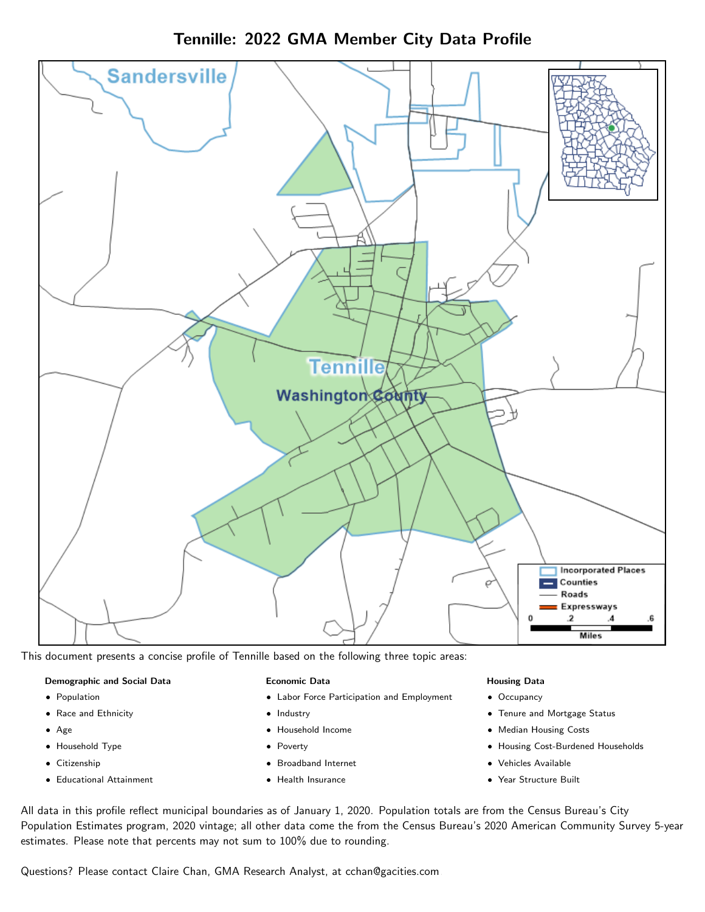# Tennille: 2022 GMA Member City Data Profile

This document presents a concise profile of Tennille based on the following three topic areas:

**Demographic and Social Data**

- Population
- Race and Ethnicity
- Age
- Household Type
- Citizenship
- Educational Attainment

**Economic Data**

- Labor Force Participation and Employment
- Industry
- Household Income
- Poverty
- Broadband Internet
- Health Insurance

**Housing Data**

- Occupancy
- Tenure and Mortgage Status
- Median Housing Costs
- Housing Cost-Burdened Households
- Vehicles Available
- Year Structure Built

All data in this profile reflect municipal boundaries as of January 1, 2020. Population totals are from the Census Bureau's City Population Estimates program, 2020 vintage; all other data come the from the Census Bureau's 2020 American Community Survey 5-year estimates. Please note that percents may not sum to 100% due to rounding.

Questions? Please contact Claire Chan, GMA Research Analyst, at cchan@gacities.com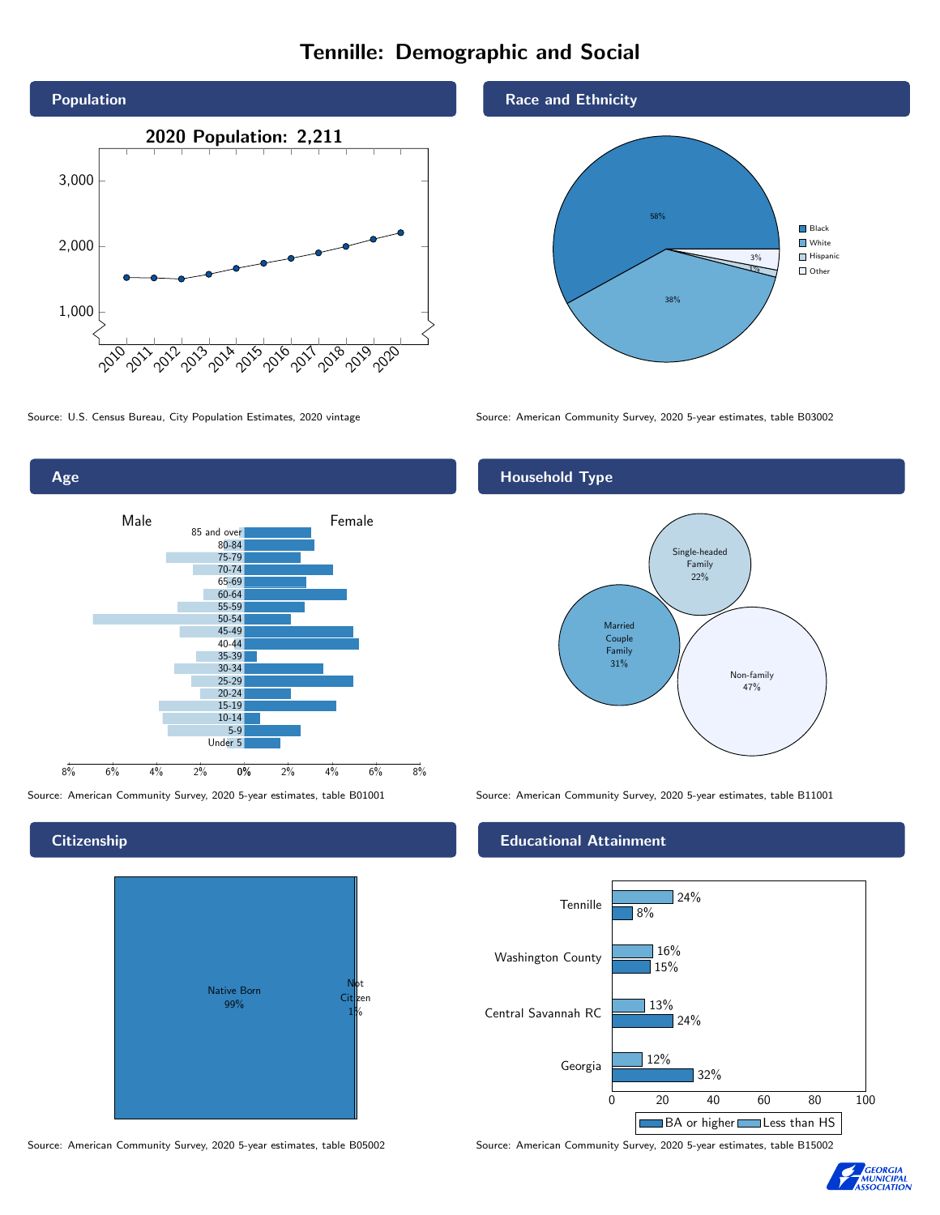# Tenniille: Demographic and Social

## Population

2020 Population: 2,211

Source: U.S. Census Bureau, City Population Estimates, 2020 vintage

## Race and Ethnicity

| Race/Ethnicity | Percent |
|---|---|
| Black | 58% |
| White | 38% |
| Hispanic | 1% |
| Other | 3% |

Source: American Community Survey, 2020 5-year estimates, table B03002

## Age

Source: American Community Survey, 2020 5-year estimates, table B01001

## Household Type

| Household Type | Percent |
|---|---|
| Married Couple Family | 31% |
| Single-headed Family | 22% |
| Non-family | 47% |

Source: American Community Survey, 2020 5-year estimates, table B11001

## Citizenship

| Citizenship | Percent |
|---|---|
| Native Born | 99% |
| Not Citizen | 1% |

Source: American Community Survey, 2020 5-year estimates, table B05002

## Educational Attainment

| Area | Less than HS | BA or higher |
|---|---|---|
| Tennille | 24% | 8% |
| Washington County | 16% | 15% |
| Central Savannah RC | 13% | 24% |
| Georgia | 12% | 32% |

Source: American Community Survey, 2020 5-year estimates, table B15002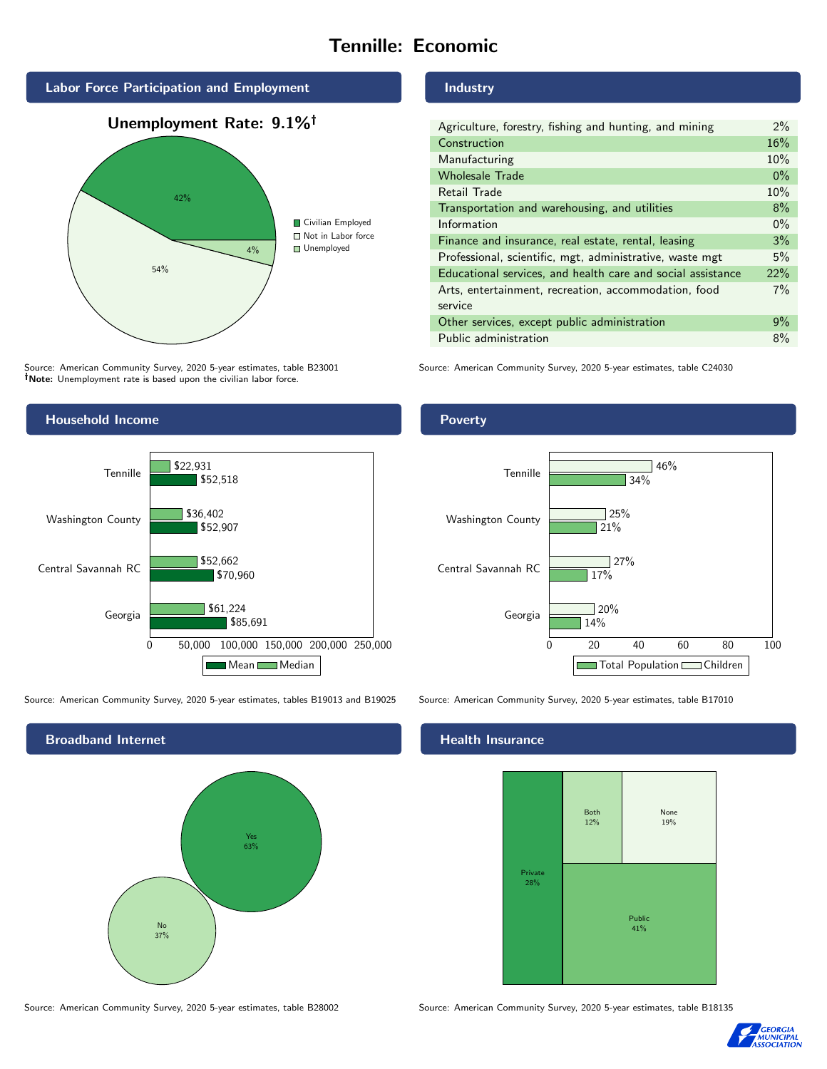# Tennille: Economic

## Labor Force Participation and Employment

**Unemployment Rate: 9.1%†**

| Category | Percent |
|---|---|
| Civilian Employed | 42% |
| Not in Labor force | 54% |
| Unemployed | 4% |

Source: American Community Survey, 2020 5-year estimates, table B23001
**†Note:** Unemployment rate is based upon the civilian labor force.

## Industry

| Industry | Percent |
|---|---|
| Agriculture, forestry, fishing and hunting, and mining | 2% |
| Construction | 16% |
| Manufacturing | 10% |
| Wholesale Trade | 0% |
| Retail Trade | 10% |
| Transportation and warehousing, and utilities | 8% |
| Information | 0% |
| Finance and insurance, real estate, rental, leasing | 3% |
| Professional, scientific, mgt, administrative, waste mgt | 5% |
| Educational services, and health care and social assistance | 22% |
| Arts, entertainment, recreation, accommodation, food service | 7% |
| Other services, except public administration | 9% |
| Public administration | 8% |

Source: American Community Survey, 2020 5-year estimates, table C24030

## Household Income

| | Median | Mean |
|---|---|---|
| Tennille | $22,931 | $52,518 |
| Washington County | $36,402 | $52,907 |
| Central Savannah RC | $52,662 | $70,960 |
| Georgia | $61,224 | $85,691 |

Source: American Community Survey, 2020 5-year estimates, tables B19013 and B19025

## Poverty

| | Children | Total Population |
|---|---|---|
| Tennille | 46% | 34% |
| Washington County | 25% | 21% |
| Central Savannah RC | 27% | 17% |
| Georgia | 20% | 14% |

Source: American Community Survey, 2020 5-year estimates, table B17010

## Broadband Internet

| Response | Percent |
|---|---|
| Yes | 63% |
| No | 37% |

Source: American Community Survey, 2020 5-year estimates, table B28002

## Health Insurance

| Type | Percent |
|---|---|
| Private | 28% |
| Both | 12% |
| None | 19% |
| Public | 41% |

Source: American Community Survey, 2020 5-year estimates, table B18135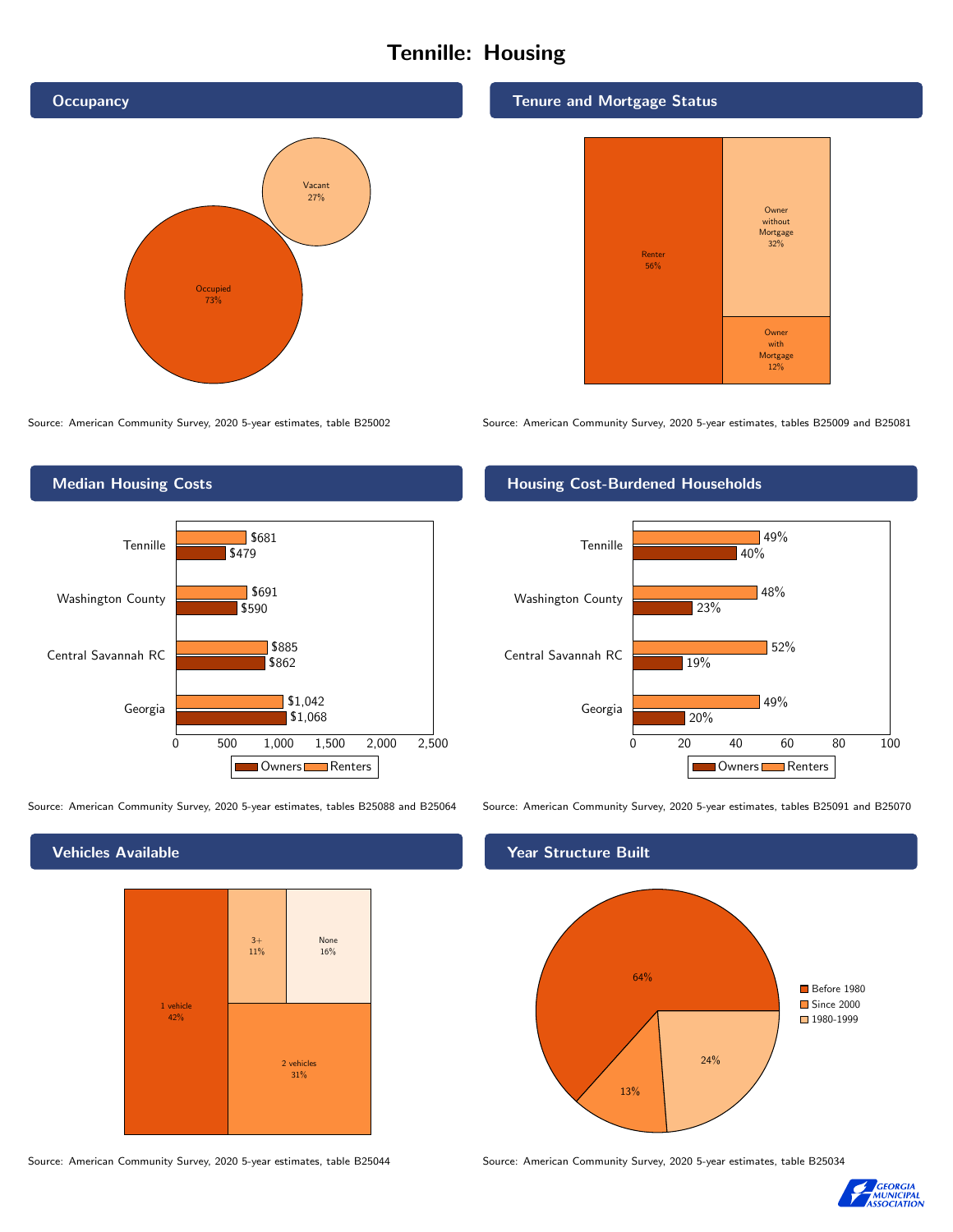# Tennille: Housing

## Occupancy

Vacant
27%

Occupied
73%

Source: American Community Survey, 2020 5-year estimates, table B25002

## Tenure and Mortgage Status

Renter
56%

Owner
without
Mortgage
32%

Owner
with
Mortgage
12%

Source: American Community Survey, 2020 5-year estimates, tables B25009 and B25081

## Median Housing Costs

Tennille
$681
$479

Washington County
$691
$590

Central Savannah RC
$885
$862

Georgia
$1,042
$1,068

0 500 1,000 1,500 2,000 2,500

Owners Renters

Source: American Community Survey, 2020 5-year estimates, tables B25088 and B25064

## Housing Cost-Burdened Households

Tennille
49%
40%

Washington County
48%
23%

Central Savannah RC
52%
19%

Georgia
49%
20%

0 20 40 60 80 100

Owners Renters

Source: American Community Survey, 2020 5-year estimates, tables B25091 and B25070

## Vehicles Available

1 vehicle
42%

3+
11%

None
16%

2 vehicles
31%

Source: American Community Survey, 2020 5-year estimates, table B25044

## Year Structure Built

64%
13%
24%

Before 1980
Since 2000
1980-1999

Source: American Community Survey, 2020 5-year estimates, table B25034